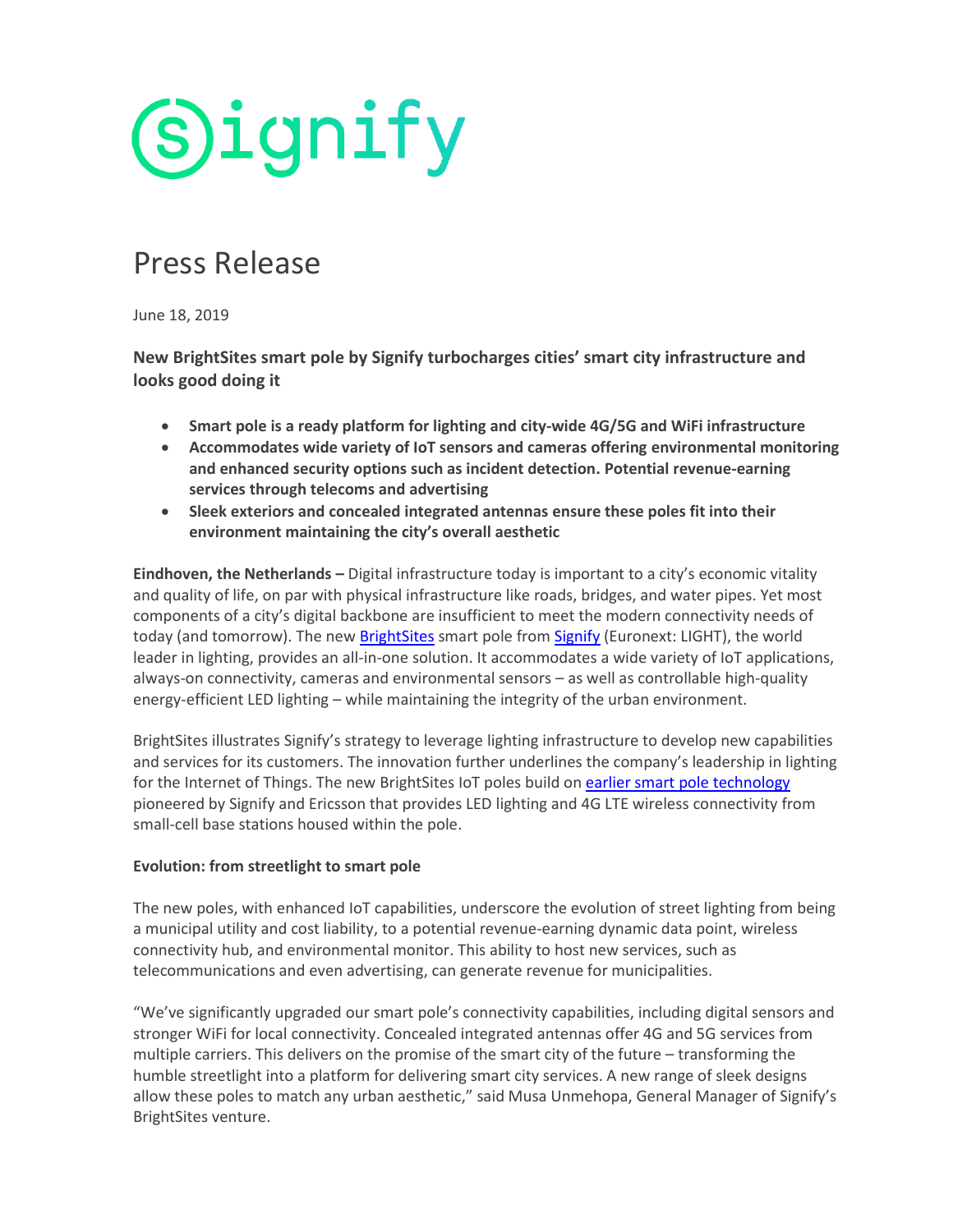# Signify

## Press Release

June 18, 2019

**New BrightSites smart pole by Signify turbocharges cities' smart city infrastructure and looks good doing it**

- **Smart pole is a ready platform for lighting and city-wide 4G/5G and WiFi infrastructure**
- **Accommodates wide variety of IoT sensors and cameras offering environmental monitoring and enhanced security options such as incident detection. Potential revenue-earning services through telecoms and advertising**
- **Sleek exteriors and concealed integrated antennas ensure these poles fit into their environment maintaining the city's overall aesthetic**

**Eindhoven, the Netherlands –** Digital infrastructure today is important to a city's economic vitality and quality of life, on par with physical infrastructure like roads, bridges, and water pipes. Yet most components of a city's digital backbone are insufficient to meet the modern connectivity needs of today (and tomorrow). The new BrightSites smart pole from Signify (Euronext: LIGHT), the world leader in lighting, provides an all-in-one solution. It accommodates a wide variety of IoT applications, always-on connectivity, cameras and environmental sensors – as well as controllable high-quality energy-efficient LED lighting – while maintaining the integrity of the urban environment.

BrightSites illustrates Signify's strategy to leverage lighting infrastructure to develop new capabilities and services for its customers. The innovation further underlines the company's leadership in lighting for the Internet of Things. The new BrightSites IoT poles build on earlier smart pole technology pioneered by Signify and Ericsson that provides LED lighting and 4G LTE wireless connectivity from small-cell base stations housed within the pole.

**Evolution: from streetlight to smart pole**

The new poles, with enhanced IoT capabilities, underscore the evolution of street lighting from being a municipal utility and cost liability, to a potential revenue-earning dynamic data point, wireless connectivity hub, and environmental monitor. This ability to host new services, such as telecommunications and even advertising, can generate revenue for municipalities.

"We've significantly upgraded our smart pole's connectivity capabilities, including digital sensors and stronger WiFi for local connectivity. Concealed integrated antennas offer 4G and 5G services from multiple carriers. This delivers on the promise of the smart city of the future – transforming the humble streetlight into a platform for delivering smart city services. A new range of sleek designs allow these poles to match any urban aesthetic," said Musa Unmehopa, General Manager of Signify's BrightSites venture.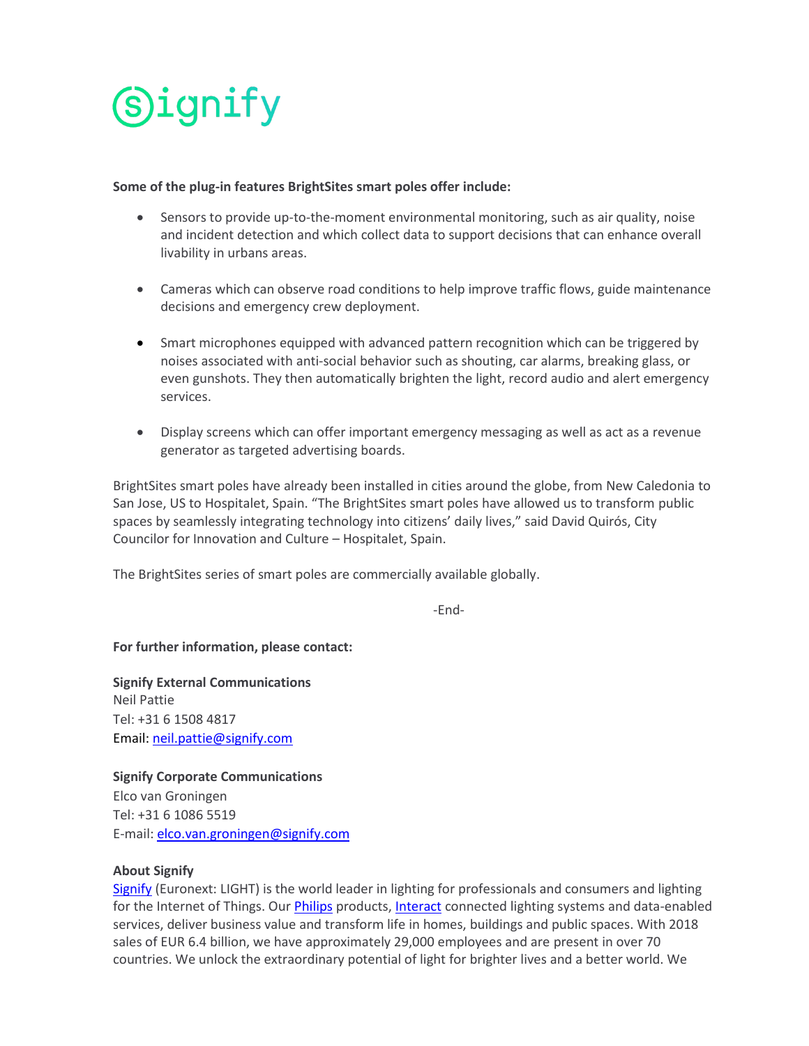**Some of the plug-in features BrightSites smart poles offer include:**

- Sensors to provide up-to-the-moment environmental monitoring, such as air quality, noise and incident detection and which collect data to support decisions that can enhance overall livability in urbans areas.

- Cameras which can observe road conditions to help improve traffic flows, guide maintenance decisions and emergency crew deployment.

- Smart microphones equipped with advanced pattern recognition which can be triggered by noises associated with anti-social behavior such as shouting, car alarms, breaking glass, or even gunshots. They then automatically brighten the light, record audio and alert emergency services.

- Display screens which can offer important emergency messaging as well as act as a revenue generator as targeted advertising boards.

BrightSites smart poles have already been installed in cities around the globe, from New Caledonia to San Jose, US to Hospitalet, Spain. "The BrightSites smart poles have allowed us to transform public spaces by seamlessly integrating technology into citizens' daily lives," said David Quirós, City Councilor for Innovation and Culture – Hospitalet, Spain.

The BrightSites series of smart poles are commercially available globally.

-End-

**For further information, please contact:**

**Signify External Communications**
Neil Pattie
Tel: +31 6 1508 4817
Email: neil.pattie@signify.com

**Signify Corporate Communications**
Elco van Groningen
Tel: +31 6 1086 5519
E-mail: elco.van.groningen@signify.com

**About Signify**
Signify (Euronext: LIGHT) is the world leader in lighting for professionals and consumers and lighting for the Internet of Things. Our Philips products, Interact connected lighting systems and data-enabled services, deliver business value and transform life in homes, buildings and public spaces. With 2018 sales of EUR 6.4 billion, we have approximately 29,000 employees and are present in over 70 countries. We unlock the extraordinary potential of light for brighter lives and a better world. We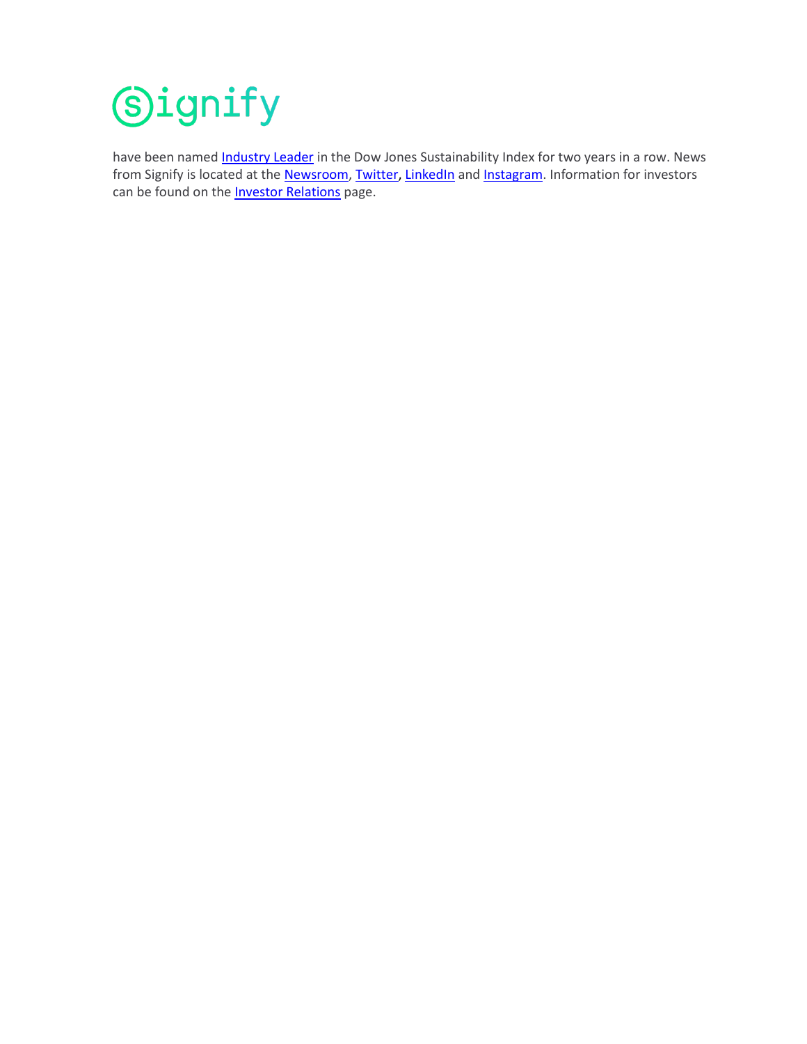have been named Industry Leader in the Dow Jones Sustainability Index for two years in a row. News from Signify is located at the Newsroom, Twitter, LinkedIn and Instagram. Information for investors can be found on the Investor Relations page.